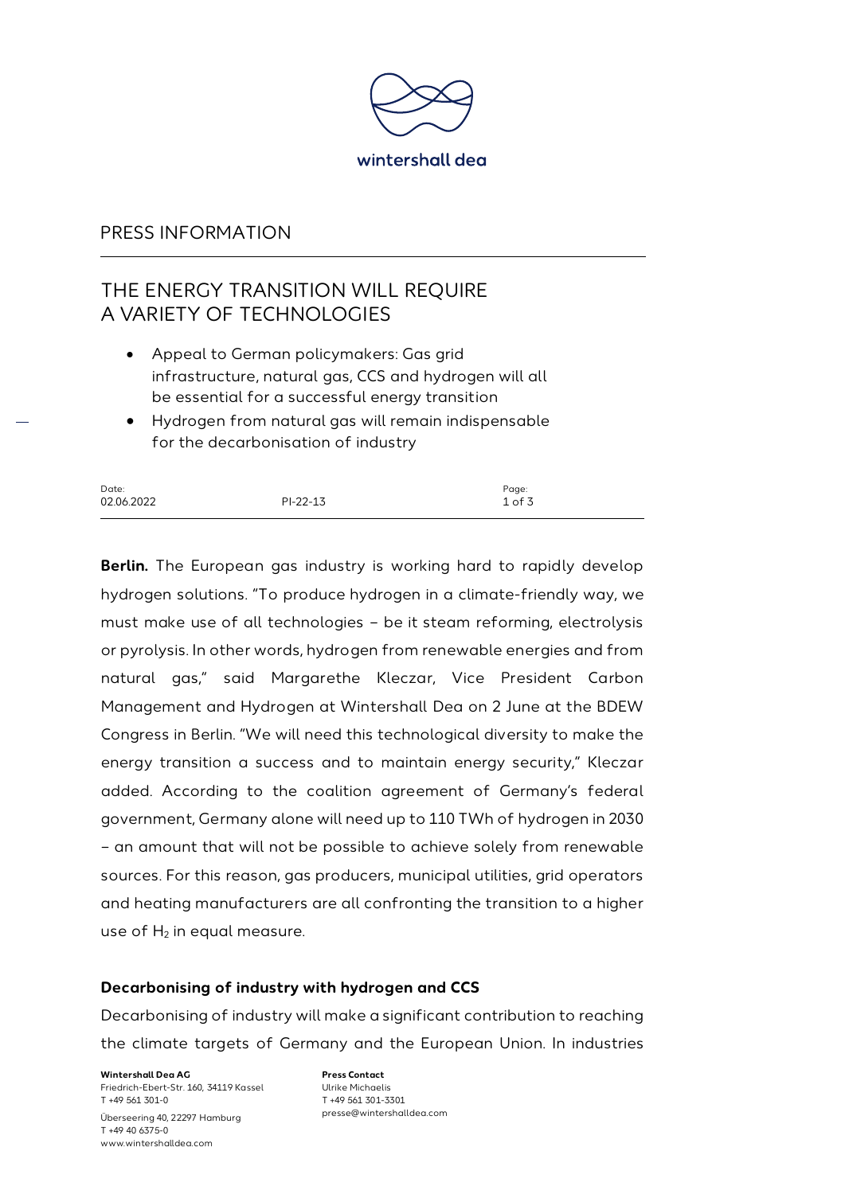wintershall dea

PRESS INFORMATION

# THE ENERGY TRANSITION WILL REQUIRE A VARIETY OF TECHNOLOGIES

- Appeal to German policymakers: Gas grid infrastructure, natural gas, CCS and hydrogen will all be essential for a successful energy transition
- Hydrogen from natural gas will remain indispensable for the decarbonisation of industry

| Date: | | Page: |
| --- | --- | --- |
| 02.06.2022 | PI-22-13 | 1 of 3 |

**Berlin.** The European gas industry is working hard to rapidly develop hydrogen solutions. "To produce hydrogen in a climate-friendly way, we must make use of all technologies – be it steam reforming, electrolysis or pyrolysis. In other words, hydrogen from renewable energies and from natural gas," said Margarethe Kleczar, Vice President Carbon Management and Hydrogen at Wintershall Dea on 2 June at the BDEW Congress in Berlin. "We will need this technological diversity to make the energy transition a success and to maintain energy security," Kleczar added. According to the coalition agreement of Germany's federal government, Germany alone will need up to 110 TWh of hydrogen in 2030 – an amount that will not be possible to achieve solely from renewable sources. For this reason, gas producers, municipal utilities, grid operators and heating manufacturers are all confronting the transition to a higher use of $H_2$ in equal measure.

## Decarbonising of industry with hydrogen and CCS

Decarbonising of industry will make a significant contribution to reaching the climate targets of Germany and the European Union. In industries

**Wintershall Dea AG**
Friedrich-Ebert-Str. 160, 34119 Kassel
T +49 561 301-0
Überseering 40, 22297 Hamburg
T +49 40 6375-0
www.wintershalldea.com

**Press Contact**
Ulrike Michaelis
T +49 561 301-3301
presse@wintershalldea.com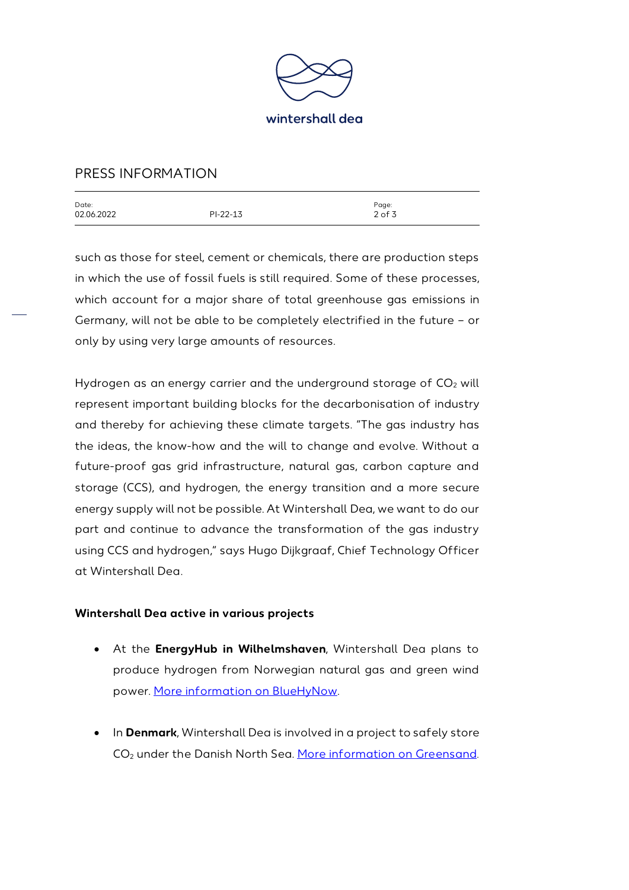such as those for steel, cement or chemicals, there are production steps in which the use of fossil fuels is still required. Some of these processes, which account for a major share of total greenhouse gas emissions in Germany, will not be able to be completely electrified in the future – or only by using very large amounts of resources.

Hydrogen as an energy carrier and the underground storage of $CO_2$ will represent important building blocks for the decarbonisation of industry and thereby for achieving these climate targets. "The gas industry has the ideas, the know-how and the will to change and evolve. Without a future-proof gas grid infrastructure, natural gas, carbon capture and storage (CCS), and hydrogen, the energy transition and a more secure energy supply will not be possible. At Wintershall Dea, we want to do our part and continue to advance the transformation of the gas industry using CCS and hydrogen," says Hugo Dijkgraaf, Chief Technology Officer at Wintershall Dea.

**Wintershall Dea active in various projects**

- At the **EnergyHub in Wilhelmshaven**, Wintershall Dea plans to produce hydrogen from Norwegian natural gas and green wind power. More information on BlueHyNow.
- In **Denmark**, Wintershall Dea is involved in a project to safely store $CO_2$ under the Danish North Sea. More information on Greensand.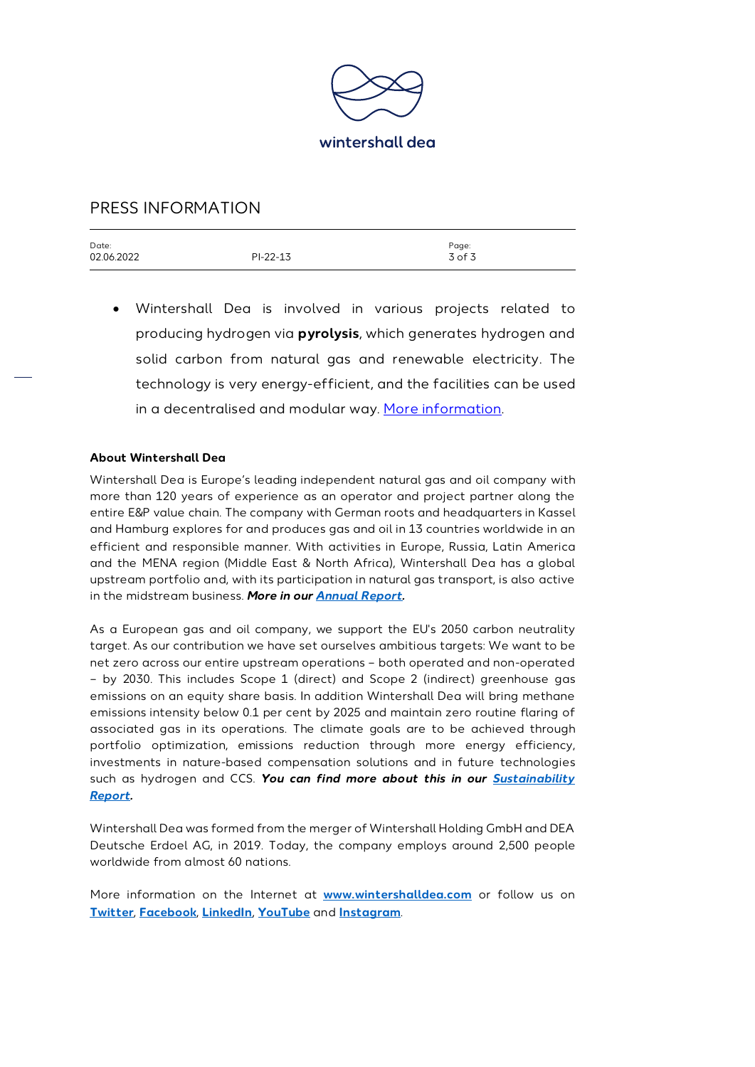- Wintershall Dea is involved in various projects related to producing hydrogen via **pyrolysis**, which generates hydrogen and solid carbon from natural gas and renewable electricity. The technology is very energy-efficient, and the facilities can be used in a decentralised and modular way. More information.

**About Wintershall Dea**

Wintershall Dea is Europe's leading independent natural gas and oil company with more than 120 years of experience as an operator and project partner along the entire E&P value chain. The company with German roots and headquarters in Kassel and Hamburg explores for and produces gas and oil in 13 countries worldwide in an efficient and responsible manner. With activities in Europe, Russia, Latin America and the MENA region (Middle East & North Africa), Wintershall Dea has a global upstream portfolio and, with its participation in natural gas transport, is also active in the midstream business. ***More in our Annual Report.***

As a European gas and oil company, we support the EU's 2050 carbon neutrality target. As our contribution we have set ourselves ambitious targets: We want to be net zero across our entire upstream operations – both operated and non-operated – by 2030. This includes Scope 1 (direct) and Scope 2 (indirect) greenhouse gas emissions on an equity share basis. In addition Wintershall Dea will bring methane emissions intensity below 0.1 per cent by 2025 and maintain zero routine flaring of associated gas in its operations. The climate goals are to be achieved through portfolio optimization, emissions reduction through more energy efficiency, investments in nature-based compensation solutions and in future technologies such as hydrogen and CCS. ***You can find more about this in our Sustainability Report.***

Wintershall Dea was formed from the merger of Wintershall Holding GmbH and DEA Deutsche Erdoel AG, in 2019. Today, the company employs around 2,500 people worldwide from almost 60 nations.

More information on the Internet at **www.wintershalldea.com** or follow us on **Twitter**, **Facebook**, **LinkedIn**, **YouTube** and **Instagram**.